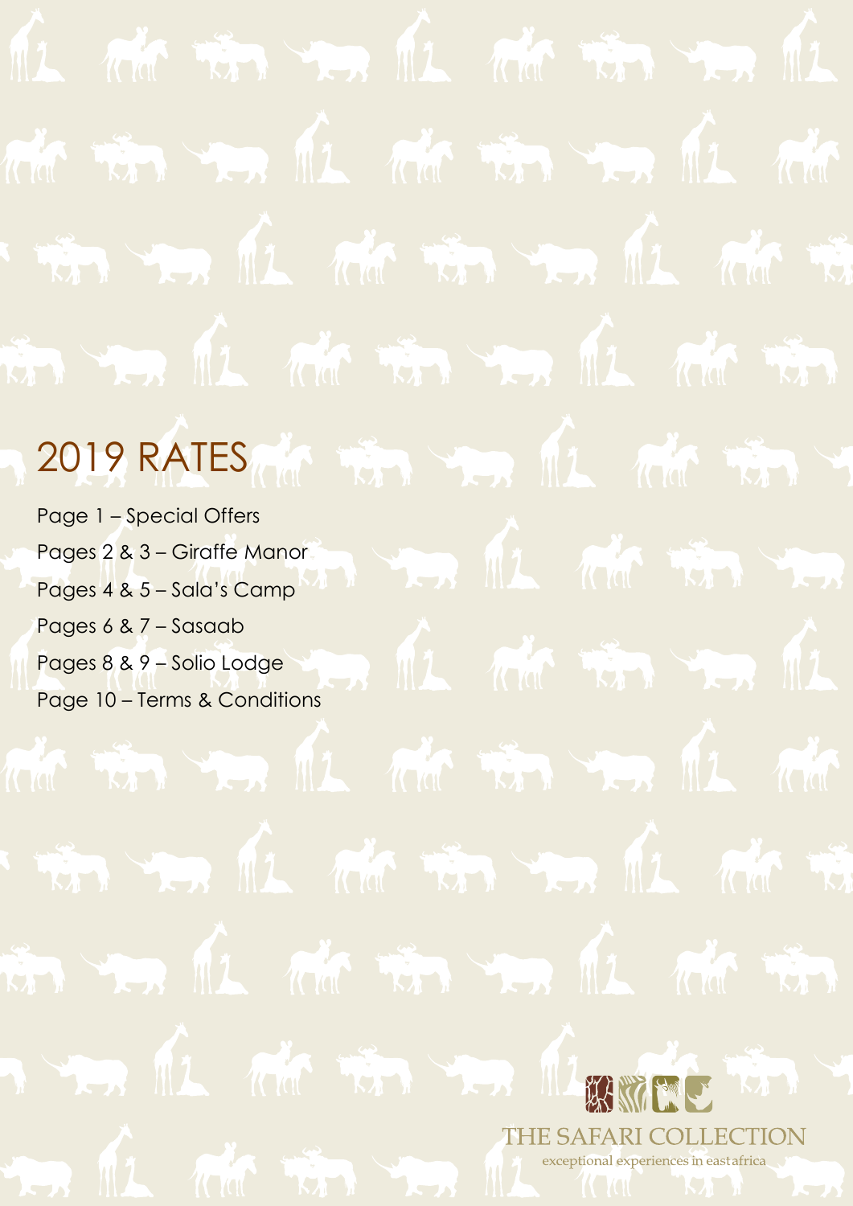# 2019 RATES

Page 1 – Special Offers

Pages 2 & 3 – Giraffe Manor

Pages 4 & 5 – Sala's Camp

Pages 6 & 7 – Sasaab

Pages 8 & 9 – Solio Lodge

Page 10 – Terms & Conditions

THE SAFARI COLLECTION

exceptional experiences in east africa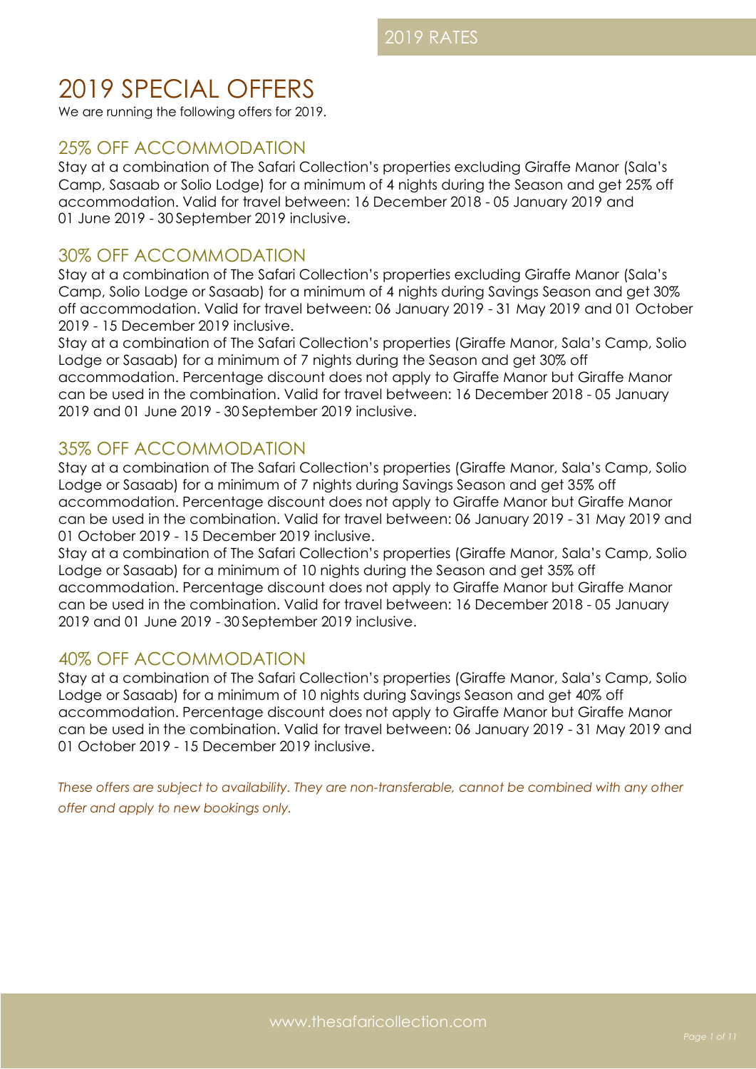# 2019 SPECIAL OFFERS

We are running the following offers for 2019.

## 25% OFF ACCOMMODATION

Stay at a combination of The Safari Collection's properties excluding Giraffe Manor (Sala's Camp, Sasaab or Solio Lodge) for a minimum of 4 nights during the Season and get 25% off accommodation. Valid for travel between: 16 December 2018 - 05 January 2019 and 01 June 2019 - 30 September 2019 inclusive.

## 30% OFF ACCOMMODATION

Stay at a combination of The Safari Collection's properties excluding Giraffe Manor (Sala's Camp, Solio Lodge or Sasaab) for a minimum of 4 nights during Savings Season and get 30% off accommodation. Valid for travel between: 06 January 2019 - 31 May 2019 and 01 October 2019 - 15 December 2019 inclusive.

Stay at a combination of The Safari Collection's properties (Giraffe Manor, Sala's Camp, Solio Lodge or Sasaab) for a minimum of 7 nights during the Season and get 30% off accommodation. Percentage discount does not apply to Giraffe Manor but Giraffe Manor can be used in the combination. Valid for travel between: 16 December 2018 - 05 January 2019 and 01 June 2019 - 30 September 2019 inclusive.

## 35% OFF ACCOMMODATION

Stay at a combination of The Safari Collection's properties (Giraffe Manor, Sala's Camp, Solio Lodge or Sasaab) for a minimum of 7 nights during Savings Season and get 35% off accommodation. Percentage discount does not apply to Giraffe Manor but Giraffe Manor can be used in the combination. Valid for travel between: 06 January 2019 - 31 May 2019 and 01 October 2019 - 15 December 2019 inclusive.

Stay at a combination of The Safari Collection's properties (Giraffe Manor, Sala's Camp, Solio Lodge or Sasaab) for a minimum of 10 nights during the Season and get 35% off accommodation. Percentage discount does not apply to Giraffe Manor but Giraffe Manor can be used in the combination. Valid for travel between: 16 December 2018 - 05 January 2019 and 01 June 2019 - 30 September 2019 inclusive.

## 40% OFF ACCOMMODATION

Stay at a combination of The Safari Collection's properties (Giraffe Manor, Sala's Camp, Solio Lodge or Sasaab) for a minimum of 10 nights during Savings Season and get 40% off accommodation. Percentage discount does not apply to Giraffe Manor but Giraffe Manor can be used in the combination. Valid for travel between: 06 January 2019 - 31 May 2019 and 01 October 2019 - 15 December 2019 inclusive.

*These offers are subject to availability. They are non-transferable, cannot be combined with any other offer and apply to new bookings only.*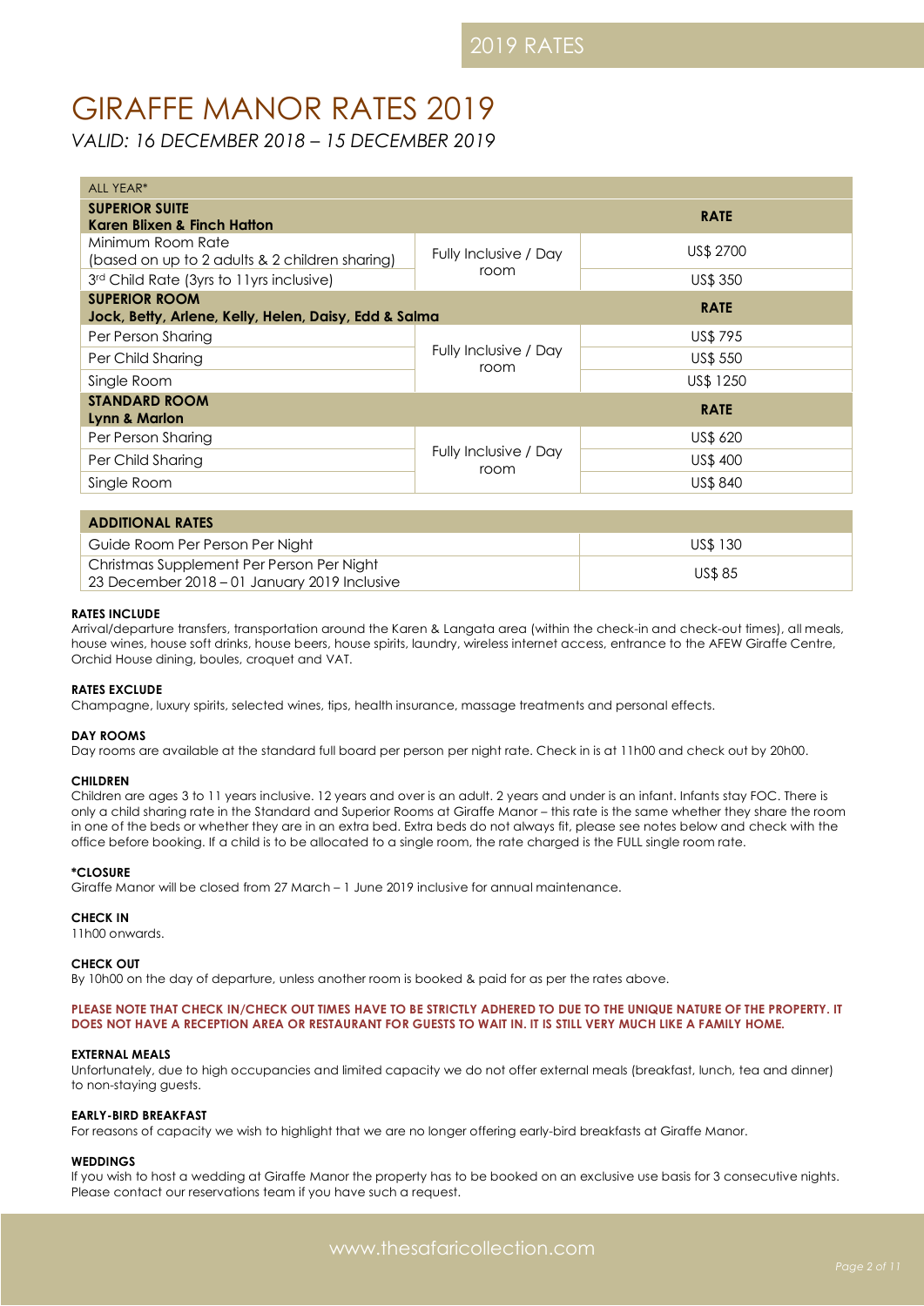# GIRAFFE MANOR RATES 2019

*VALID: 16 DECEMBER 2018 – 15 DECEMBER 2019*

| ALL YEAR* | | |
|---|---|---|
| **SUPERIOR SUITE** **Karen Blixen & Finch Hatton** | | **RATE** |
| Minimum Room Rate (based on up to 2 adults & 2 children sharing) | Fully Inclusive / Day room | US$ 2700 |
| 3rd Child Rate (3yrs to 11yrs inclusive) | | US$ 350 |
| **SUPERIOR ROOM** **Jock, Betty, Arlene, Kelly, Helen, Daisy, Edd & Salma** | | **RATE** |
| Per Person Sharing | Fully Inclusive / Day room | US$ 795 |
| Per Child Sharing | | US$ 550 |
| Single Room | | US$ 1250 |
| **STANDARD ROOM** **Lynn & Marlon** | | **RATE** |
| Per Person Sharing | Fully Inclusive / Day room | US$ 620 |
| Per Child Sharing | | US$ 400 |
| Single Room | | US$ 840 |

| ADDITIONAL RATES | |
|---|---|
| Guide Room Per Person Per Night | US$ 130 |
| Christmas Supplement Per Person Per Night 23 December 2018 – 01 January 2019 Inclusive | US$ 85 |

**RATES INCLUDE**

Arrival/departure transfers, transportation around the Karen & Langata area (within the check-in and check-out times), all meals, house wines, house soft drinks, house beers, house spirits, laundry, wireless internet access, entrance to the AFEW Giraffe Centre, Orchid House dining, boules, croquet and VAT.

**RATES EXCLUDE**

Champagne, luxury spirits, selected wines, tips, health insurance, massage treatments and personal effects.

**DAY ROOMS**

Day rooms are available at the standard full board per person per night rate. Check in is at 11h00 and check out by 20h00.

**CHILDREN**

Children are ages 3 to 11 years inclusive. 12 years and over is an adult. 2 years and under is an infant. Infants stay FOC. There is only a child sharing rate in the Standard and Superior Rooms at Giraffe Manor – this rate is the same whether they share the room in one of the beds or whether they are in an extra bed. Extra beds do not always fit, please see notes below and check with the office before booking. If a child is to be allocated to a single room, the rate charged is the FULL single room rate.

**\*CLOSURE**

Giraffe Manor will be closed from 27 March – 1 June 2019 inclusive for annual maintenance.

**CHECK IN**

11h00 onwards.

**CHECK OUT**

By 10h00 on the day of departure, unless another room is booked & paid for as per the rates above.

**PLEASE NOTE THAT CHECK IN/CHECK OUT TIMES HAVE TO BE STRICTLY ADHERED TO DUE TO THE UNIQUE NATURE OF THE PROPERTY. IT DOES NOT HAVE A RECEPTION AREA OR RESTAURANT FOR GUESTS TO WAIT IN. IT IS STILL VERY MUCH LIKE A FAMILY HOME.**

**EXTERNAL MEALS**

Unfortunately, due to high occupancies and limited capacity we do not offer external meals (breakfast, lunch, tea and dinner) to non-staying guests.

**EARLY-BIRD BREAKFAST**

For reasons of capacity we wish to highlight that we are no longer offering early-bird breakfasts at Giraffe Manor.

**WEDDINGS**

If you wish to host a wedding at Giraffe Manor the property has to be booked on an exclusive use basis for 3 consecutive nights. Please contact our reservations team if you have such a request.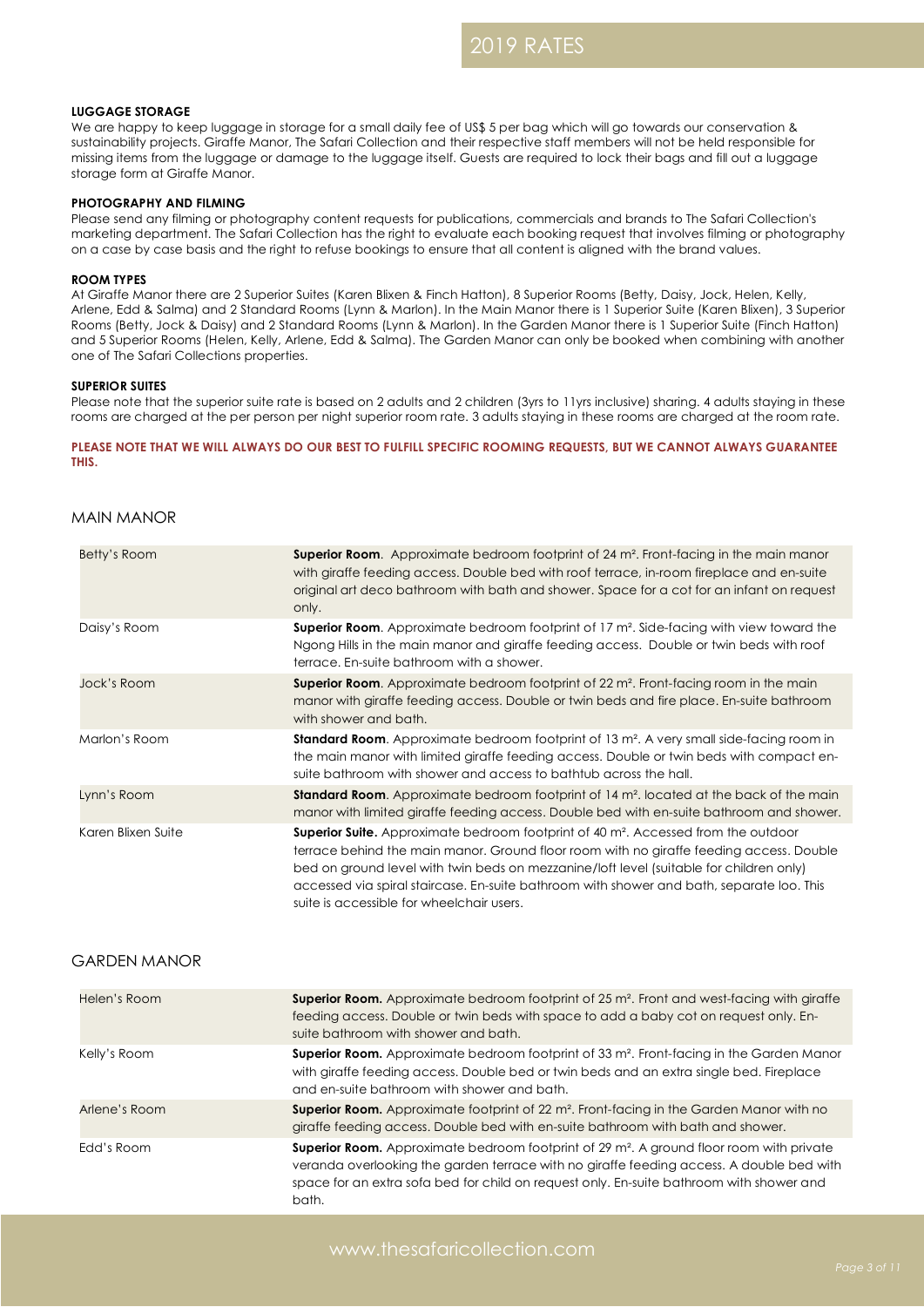## LUGGAGE STORAGE

We are happy to keep luggage in storage for a small daily fee of US$ 5 per bag which will go towards our conservation & sustainability projects. Giraffe Manor, The Safari Collection and their respective staff members will not be held responsible for missing items from the luggage or damage to the luggage itself. Guests are required to lock their bags and fill out a luggage storage form at Giraffe Manor.

## PHOTOGRAPHY AND FILMING

Please send any filming or photography content requests for publications, commercials and brands to The Safari Collection's marketing department. The Safari Collection has the right to evaluate each booking request that involves filming or photography on a case by case basis and the right to refuse bookings to ensure that all content is aligned with the brand values.

## ROOM TYPES

At Giraffe Manor there are 2 Superior Suites (Karen Blixen & Finch Hatton), 8 Superior Rooms (Betty, Daisy, Jock, Helen, Kelly, Arlene, Edd & Salma) and 2 Standard Rooms (Lynn & Marlon). In the Main Manor there is 1 Superior Suite (Karen Blixen), 3 Superior Rooms (Betty, Jock & Daisy) and 2 Standard Rooms (Lynn & Marlon). In the Garden Manor there is 1 Superior Suite (Finch Hatton) and 5 Superior Rooms (Helen, Kelly, Arlene, Edd & Salma). The Garden Manor can only be booked when combining with another one of The Safari Collections properties.

## SUPERIOR SUITES

Please note that the superior suite rate is based on 2 adults and 2 children (3yrs to 11yrs inclusive) sharing. 4 adults staying in these rooms are charged at the per person per night superior room rate. 3 adults staying in these rooms are charged at the room rate.

**PLEASE NOTE THAT WE WILL ALWAYS DO OUR BEST TO FULFILL SPECIFIC ROOMING REQUESTS, BUT WE CANNOT ALWAYS GUARANTEE THIS.**

## MAIN MANOR

| | |
|---|---|
| Betty's Room | **Superior Room**. Approximate bedroom footprint of 24 m². Front-facing in the main manor with giraffe feeding access. Double bed with roof terrace, in-room fireplace and en-suite original art deco bathroom with bath and shower. Space for a cot for an infant on request only. |
| Daisy's Room | **Superior Room**. Approximate bedroom footprint of 17 m². Side-facing with view toward the Ngong Hills in the main manor and giraffe feeding access. Double or twin beds with roof terrace. En-suite bathroom with a shower. |
| Jock's Room | **Superior Room**. Approximate bedroom footprint of 22 m². Front-facing room in the main manor with giraffe feeding access. Double or twin beds and fire place. En-suite bathroom with shower and bath. |
| Marlon's Room | **Standard Room**. Approximate bedroom footprint of 13 m². A very small side-facing room in the main manor with limited giraffe feeding access. Double or twin beds with compact en-suite bathroom with shower and access to bathtub across the hall. |
| Lynn's Room | **Standard Room**. Approximate bedroom footprint of 14 m². located at the back of the main manor with limited giraffe feeding access. Double bed with en-suite bathroom and shower. |
| Karen Blixen Suite | **Superior Suite.** Approximate bedroom footprint of 40 m². Accessed from the outdoor terrace behind the main manor. Ground floor room with no giraffe feeding access. Double bed on ground level with twin beds on mezzanine/loft level (suitable for children only) accessed via spiral staircase. En-suite bathroom with shower and bath, separate loo. This suite is accessible for wheelchair users. |

## GARDEN MANOR

| | |
|---|---|
| Helen's Room | **Superior Room.** Approximate bedroom footprint of 25 m². Front and west-facing with giraffe feeding access. Double or twin beds with space to add a baby cot on request only. En-suite bathroom with shower and bath. |
| Kelly's Room | **Superior Room.** Approximate bedroom footprint of 33 m². Front-facing in the Garden Manor with giraffe feeding access. Double bed or twin beds and an extra single bed. Fireplace and en-suite bathroom with shower and bath. |
| Arlene's Room | **Superior Room.** Approximate footprint of 22 m². Front-facing in the Garden Manor with no giraffe feeding access. Double bed with en-suite bathroom with bath and shower. |
| Edd's Room | **Superior Room.** Approximate bedroom footprint of 29 m². A ground floor room with private veranda overlooking the garden terrace with no giraffe feeding access. A double bed with space for an extra sofa bed for child on request only. En-suite bathroom with shower and bath. |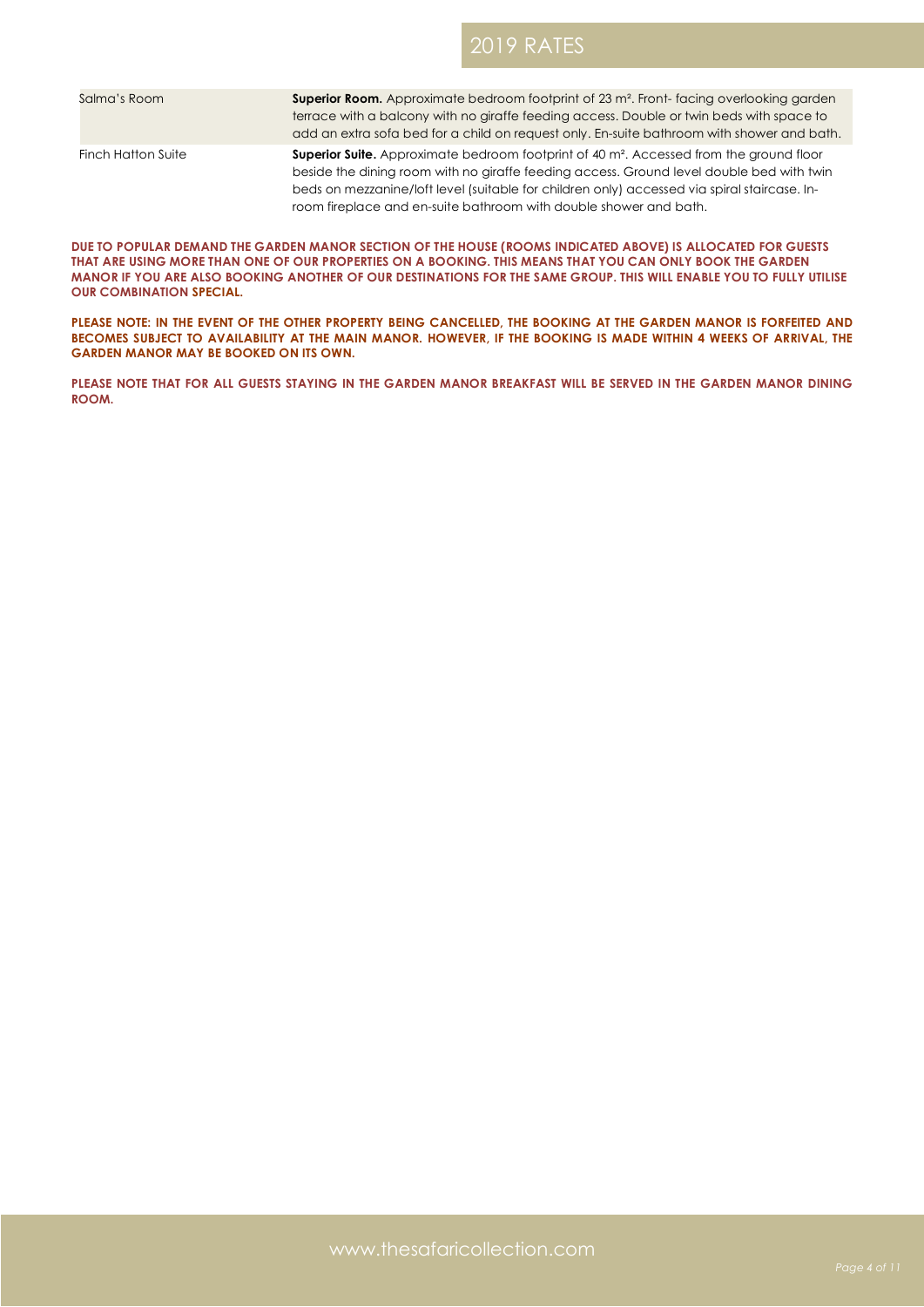| | |
|---|---|
| Salma's Room | **Superior Room.** Approximate bedroom footprint of 23 m². Front- facing overlooking garden terrace with a balcony with no giraffe feeding access. Double or twin beds with space to add an extra sofa bed for a child on request only. En-suite bathroom with shower and bath. |
| Finch Hatton Suite | **Superior Suite.** Approximate bedroom footprint of 40 m². Accessed from the ground floor beside the dining room with no giraffe feeding access. Ground level double bed with twin beds on mezzanine/loft level (suitable for children only) accessed via spiral staircase. In-room fireplace and en-suite bathroom with double shower and bath. |

**DUE TO POPULAR DEMAND THE GARDEN MANOR SECTION OF THE HOUSE (ROOMS INDICATED ABOVE) IS ALLOCATED FOR GUESTS THAT ARE USING MORE THAN ONE OF OUR PROPERTIES ON A BOOKING. THIS MEANS THAT YOU CAN ONLY BOOK THE GARDEN MANOR IF YOU ARE ALSO BOOKING ANOTHER OF OUR DESTINATIONS FOR THE SAME GROUP. THIS WILL ENABLE YOU TO FULLY UTILISE OUR COMBINATION SPECIAL.**

**PLEASE NOTE: IN THE EVENT OF THE OTHER PROPERTY BEING CANCELLED, THE BOOKING AT THE GARDEN MANOR IS FORFEITED AND BECOMES SUBJECT TO AVAILABILITY AT THE MAIN MANOR. HOWEVER, IF THE BOOKING IS MADE WITHIN 4 WEEKS OF ARRIVAL, THE GARDEN MANOR MAY BE BOOKED ON ITS OWN.**

**PLEASE NOTE THAT FOR ALL GUESTS STAYING IN THE GARDEN MANOR BREAKFAST WILL BE SERVED IN THE GARDEN MANOR DINING ROOM.**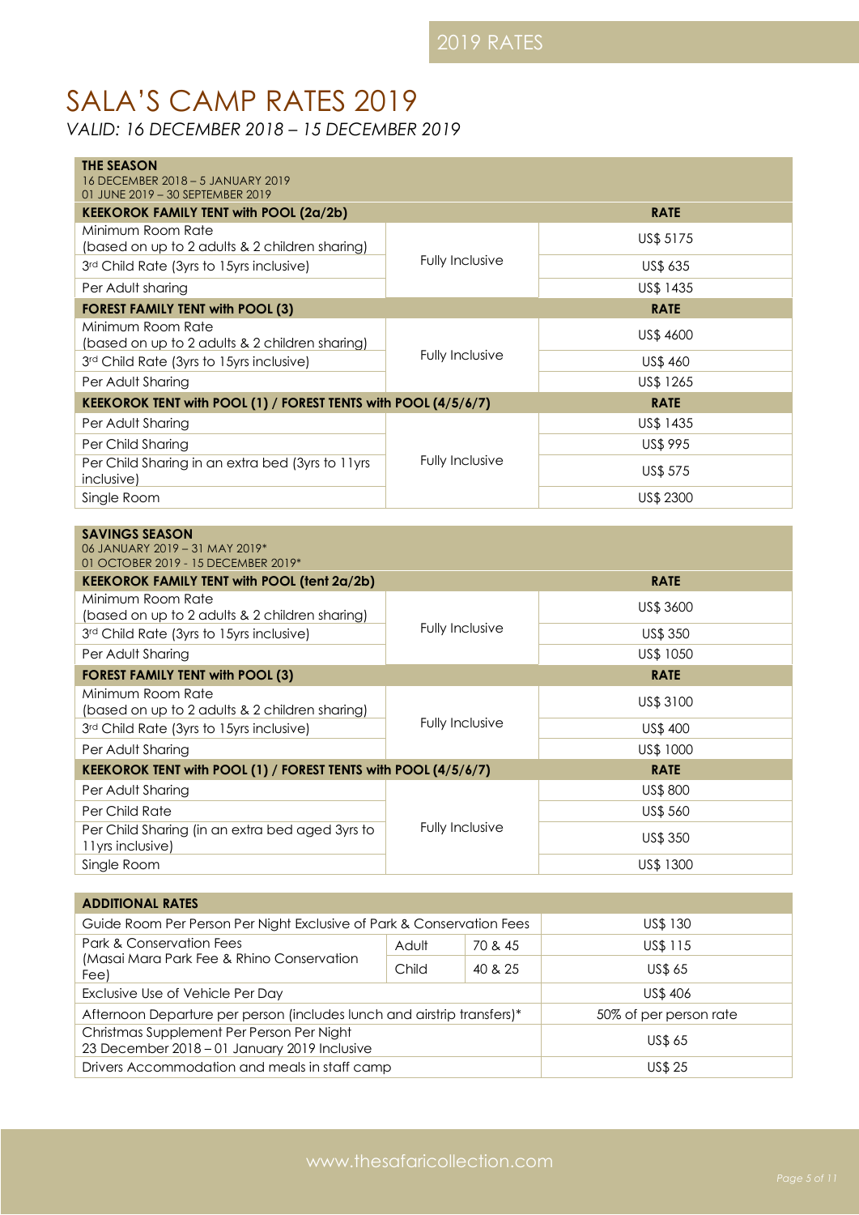# SALA'S CAMP RATES 2019

*VALID: 16 DECEMBER 2018 – 15 DECEMBER 2019*

| THE SEASON<br>16 DECEMBER 2018 – 5 JANUARY 2019<br>01 JUNE 2019 – 30 SEPTEMBER 2019 | | |
|---|---|---|
| **KEEKOROK FAMILY TENT with POOL (2a/2b)** | | **RATE** |
| Minimum Room Rate (based on up to 2 adults & 2 children sharing) | Fully Inclusive | US$ 5175 |
| 3rd Child Rate (3yrs to 15yrs inclusive) | | US$ 635 |
| Per Adult sharing | | US$ 1435 |
| **FOREST FAMILY TENT with POOL (3)** | | **RATE** |
| Minimum Room Rate (based on up to 2 adults & 2 children sharing) | Fully Inclusive | US$ 4600 |
| 3rd Child Rate (3yrs to 15yrs inclusive) | | US$ 460 |
| Per Adult Sharing | | US$ 1265 |
| **KEEKOROK TENT with POOL (1) / FOREST TENTS with POOL (4/5/6/7)** | | **RATE** |
| Per Adult Sharing | Fully Inclusive | US$ 1435 |
| Per Child Sharing | | US$ 995 |
| Per Child Sharing in an extra bed (3yrs to 11yrs inclusive) | | US$ 575 |
| Single Room | | US$ 2300 |

| SAVINGS SEASON<br>06 JANUARY 2019 – 31 MAY 2019*<br>01 OCTOBER 2019 - 15 DECEMBER 2019* | | |
|---|---|---|
| **KEEKOROK FAMILY TENT with POOL (tent 2a/2b)** | | **RATE** |
| Minimum Room Rate (based on up to 2 adults & 2 children sharing) | Fully Inclusive | US$ 3600 |
| 3rd Child Rate (3yrs to 15yrs inclusive) | | US$ 350 |
| Per Adult Sharing | | US$ 1050 |
| **FOREST FAMILY TENT with POOL (3)** | | **RATE** |
| Minimum Room Rate (based on up to 2 adults & 2 children sharing) | Fully Inclusive | US$ 3100 |
| 3rd Child Rate (3yrs to 15yrs inclusive) | | US$ 400 |
| Per Adult Sharing | | US$ 1000 |
| **KEEKOROK TENT with POOL (1) / FOREST TENTS with POOL (4/5/6/7)** | | **RATE** |
| Per Adult Sharing | Fully Inclusive | US$ 800 |
| Per Child Rate | | US$ 560 |
| Per Child Sharing (in an extra bed aged 3yrs to 11yrs inclusive) | | US$ 350 |
| Single Room | | US$ 1300 |

| ADDITIONAL RATES | | | |
|---|---|---|---|
| Guide Room Per Person Per Night Exclusive of Park & Conservation Fees | | | US$ 130 |
| Park & Conservation Fees (Masai Mara Park Fee & Rhino Conservation Fee) | Adult | 70 & 45 | US$ 115 |
| | Child | 40 & 25 | US$ 65 |
| Exclusive Use of Vehicle Per Day | | | US$ 406 |
| Afternoon Departure per person (includes lunch and airstrip transfers)* | | | 50% of per person rate |
| Christmas Supplement Per Person Per Night 23 December 2018 – 01 January 2019 Inclusive | | | US$ 65 |
| Drivers Accommodation and meals in staff camp | | | US$ 25 |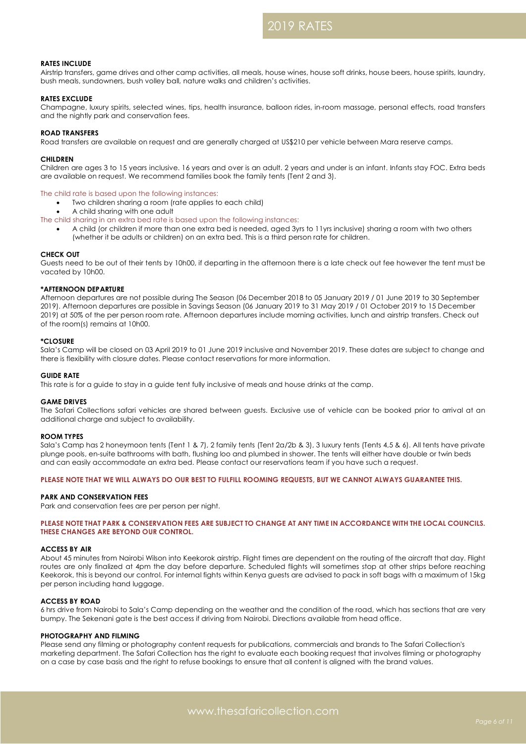# 2019 RATES

**RATES INCLUDE**

Airstrip transfers, game drives and other camp activities, all meals, house wines, house soft drinks, house beers, house spirits, laundry, bush meals, sundowners, bush volley ball, nature walks and children's activities.

**RATES EXCLUDE**

Champagne, luxury spirits, selected wines, tips, health insurance, balloon rides, in-room massage, personal effects, road transfers and the nightly park and conservation fees.

**ROAD TRANSFERS**

Road transfers are available on request and are generally charged at US$210 per vehicle between Mara reserve camps.

**CHILDREN**

Children are ages 3 to 15 years inclusive. 16 years and over is an adult. 2 years and under is an infant. Infants stay FOC. Extra beds are available on request. We recommend families book the family tents (Tent 2 and 3).

The child rate is based upon the following instances:

- Two children sharing a room (rate applies to each child)
- A child sharing with one adult

The child sharing in an extra bed rate is based upon the following instances:

- A child (or children if more than one extra bed is needed, aged 3yrs to 11yrs inclusive) sharing a room with two others (whether it be adults or children) on an extra bed. This is a third person rate for children.

**CHECK OUT**

Guests need to be out of their tents by 10h00, if departing in the afternoon there is a late check out fee however the tent must be vacated by 10h00.

**\*AFTERNOON DEPARTURE**

Afternoon departures are not possible during The Season (06 December 2018 to 05 January 2019 / 01 June 2019 to 30 September 2019). Afternoon departures are possible in Savings Season (06 January 2019 to 31 May 2019 / 01 October 2019 to 15 December 2019) at 50% of the per person room rate. Afternoon departures include morning activities, lunch and airstrip transfers. Check out of the room(s) remains at 10h00.

**\*CLOSURE**

Sala's Camp will be closed on 03 April 2019 to 01 June 2019 inclusive and November 2019. These dates are subject to change and there is flexibility with closure dates. Please contact reservations for more information.

**GUIDE RATE**

This rate is for a guide to stay in a guide tent fully inclusive of meals and house drinks at the camp.

**GAME DRIVES**

The Safari Collections safari vehicles are shared between guests. Exclusive use of vehicle can be booked prior to arrival at an additional charge and subject to availability.

**ROOM TYPES**

Sala's Camp has 2 honeymoon tents (Tent 1 & 7), 2 family tents (Tent 2a/2b & 3), 3 luxury tents (Tents 4,5 & 6). All tents have private plunge pools, en-suite bathrooms with bath, flushing loo and plumbed in shower. The tents will either have double or twin beds and can easily accommodate an extra bed. Please contact our reservations team if you have such a request.

**PLEASE NOTE THAT WE WILL ALWAYS DO OUR BEST TO FULFILL ROOMING REQUESTS, BUT WE CANNOT ALWAYS GUARANTEE THIS.**

**PARK AND CONSERVATION FEES**

Park and conservation fees are per person per night.

**PLEASE NOTE THAT PARK & CONSERVATION FEES ARE SUBJECT TO CHANGE AT ANY TIME IN ACCORDANCE WITH THE LOCAL COUNCILS. THESE CHANGES ARE BEYOND OUR CONTROL.**

**ACCESS BY AIR**

About 45 minutes from Nairobi Wilson into Keekorok airstrip. Flight times are dependent on the routing of the aircraft that day. Flight routes are only finalized at 4pm the day before departure. Scheduled flights will sometimes stop at other strips before reaching Keekorok, this is beyond our control. For internal fights within Kenya guests are advised to pack in soft bags with a maximum of 15kg per person including hand luggage.

**ACCESS BY ROAD**

6 hrs drive from Nairobi to Sala's Camp depending on the weather and the condition of the road, which has sections that are very bumpy. The Sekenani gate is the best access if driving from Nairobi. Directions available from head office.

**PHOTOGRAPHY AND FILMING**

Please send any filming or photography content requests for publications, commercials and brands to The Safari Collection's marketing department. The Safari Collection has the right to evaluate each booking request that involves filming or photography on a case by case basis and the right to refuse bookings to ensure that all content is aligned with the brand values.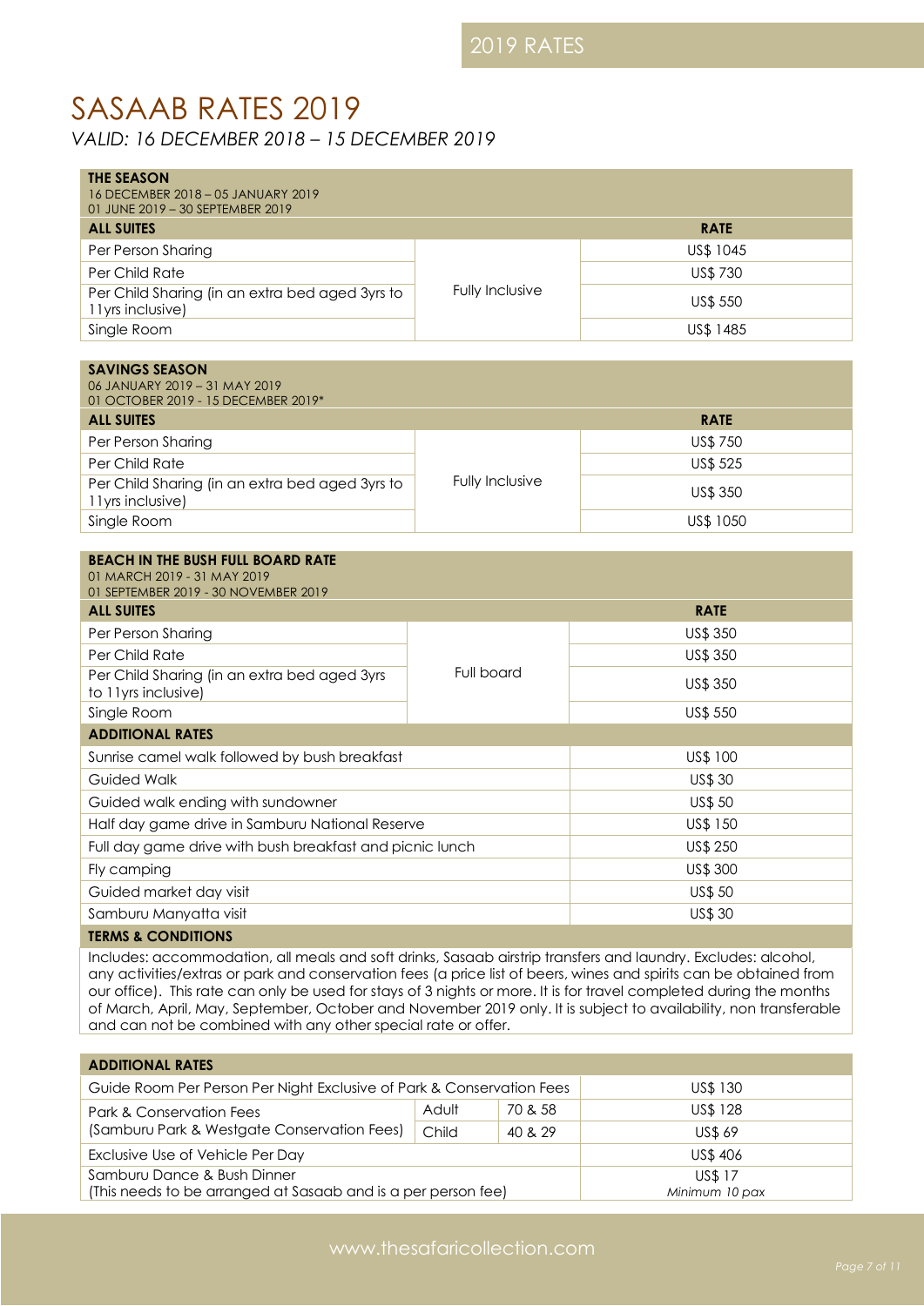# SASAAB RATES 2019

*VALID: 16 DECEMBER 2018 – 15 DECEMBER 2019*

| **THE SEASON**<br>16 DECEMBER 2018 – 05 JANUARY 2019<br>01 JUNE 2019 – 30 SEPTEMBER 2019 | | |
|---|---|---|
| **ALL SUITES** | | **RATE** |
| Per Person Sharing | Fully Inclusive | US$ 1045 |
| Per Child Rate | | US$ 730 |
| Per Child Sharing (in an extra bed aged 3yrs to 11yrs inclusive) | | US$ 550 |
| Single Room | | US$ 1485 |

| **SAVINGS SEASON**<br>06 JANUARY 2019 – 31 MAY 2019<br>01 OCTOBER 2019 - 15 DECEMBER 2019* | | |
|---|---|---|
| **ALL SUITES** | | **RATE** |
| Per Person Sharing | Fully Inclusive | US$ 750 |
| Per Child Rate | | US$ 525 |
| Per Child Sharing (in an extra bed aged 3yrs to 11yrs inclusive) | | US$ 350 |
| Single Room | | US$ 1050 |

| **BEACH IN THE BUSH FULL BOARD RATE**<br>01 MARCH 2019 - 31 MAY 2019<br>01 SEPTEMBER 2019 - 30 NOVEMBER 2019 | | |
|---|---|---|
| **ALL SUITES** | | **RATE** |
| Per Person Sharing | Full board | US$ 350 |
| Per Child Rate | | US$ 350 |
| Per Child Sharing (in an extra bed aged 3yrs to 11yrs inclusive) | | US$ 350 |
| Single Room | | US$ 550 |
| **ADDITIONAL RATES** | | |
| Sunrise camel walk followed by bush breakfast | | US$ 100 |
| Guided Walk | | US$ 30 |
| Guided walk ending with sundowner | | US$ 50 |
| Half day game drive in Samburu National Reserve | | US$ 150 |
| Full day game drive with bush breakfast and picnic lunch | | US$ 250 |
| Fly camping | | US$ 300 |
| Guided market day visit | | US$ 50 |
| Samburu Manyatta visit | | US$ 30 |

**TERMS & CONDITIONS**

Includes: accommodation, all meals and soft drinks, Sasaab airstrip transfers and laundry. Excludes: alcohol, any activities/extras or park and conservation fees (a price list of beers, wines and spirits can be obtained from our office). This rate can only be used for stays of 3 nights or more. It is for travel completed during the months of March, April, May, September, October and November 2019 only. It is subject to availability, non transferable and can not be combined with any other special rate or offer.

| **ADDITIONAL RATES** | | | |
|---|---|---|---|
| Guide Room Per Person Per Night Exclusive of Park & Conservation Fees | | | US$ 130 |
| Park & Conservation Fees<br>(Samburu Park & Westgate Conservation Fees) | Adult | 70 & 58 | US$ 128 |
| | Child | 40 & 29 | US$ 69 |
| Exclusive Use of Vehicle Per Day | | | US$ 406 |
| Samburu Dance & Bush Dinner<br>(This needs to be arranged at Sasaab and is a per person fee) | | | US$ 17<br>*Minimum 10 pax* |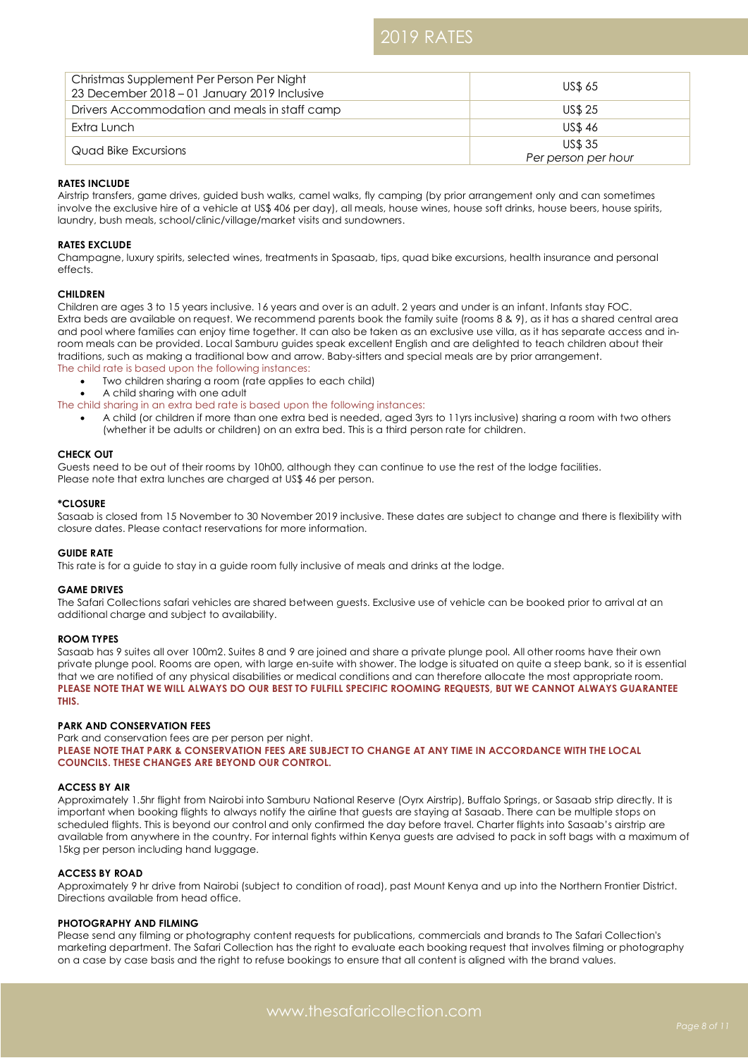# 2019 RATES

| | |
|---|---|
| Christmas Supplement Per Person Per Night<br>23 December 2018 – 01 January 2019 Inclusive | US$ 65 |
| Drivers Accommodation and meals in staff camp | US$ 25 |
| Extra Lunch | US$ 46 |
| Quad Bike Excursions | US$ 35<br>*Per person per hour* |

**RATES INCLUDE**
Airstrip transfers, game drives, guided bush walks, camel walks, fly camping (by prior arrangement only and can sometimes involve the exclusive hire of a vehicle at US$ 406 per day), all meals, house wines, house soft drinks, house beers, house spirits, laundry, bush meals, school/clinic/village/market visits and sundowners.

**RATES EXCLUDE**
Champagne, luxury spirits, selected wines, treatments in Spasaab, tips, quad bike excursions, health insurance and personal effects.

**CHILDREN**
Children are ages 3 to 15 years inclusive. 16 years and over is an adult. 2 years and under is an infant. Infants stay FOC. Extra beds are available on request. We recommend parents book the family suite (rooms 8 & 9), as it has a shared central area and pool where families can enjoy time together. It can also be taken as an exclusive use villa, as it has separate access and in-room meals can be provided. Local Samburu guides speak excellent English and are delighted to teach children about their traditions, such as making a traditional bow and arrow. Baby-sitters and special meals are by prior arrangement.
The child rate is based upon the following instances:

- Two children sharing a room (rate applies to each child)
- A child sharing with one adult

The child sharing in an extra bed rate is based upon the following instances:

- A child (or children if more than one extra bed is needed, aged 3yrs to 11yrs inclusive) sharing a room with two others (whether it be adults or children) on an extra bed. This is a third person rate for children.

**CHECK OUT**
Guests need to be out of their rooms by 10h00, although they can continue to use the rest of the lodge facilities.
Please note that extra lunches are charged at US$ 46 per person.

***CLOSURE**
Sasaab is closed from 15 November to 30 November 2019 inclusive. These dates are subject to change and there is flexibility with closure dates. Please contact reservations for more information.

**GUIDE RATE**
This rate is for a guide to stay in a guide room fully inclusive of meals and drinks at the lodge.

**GAME DRIVES**
The Safari Collections safari vehicles are shared between guests. Exclusive use of vehicle can be booked prior to arrival at an additional charge and subject to availability.

**ROOM TYPES**
Sasaab has 9 suites all over 100m2. Suites 8 and 9 are joined and share a private plunge pool. All other rooms have their own private plunge pool. Rooms are open, with large en-suite with shower. The lodge is situated on quite a steep bank, so it is essential that we are notified of any physical disabilities or medical conditions and can therefore allocate the most appropriate room.
**PLEASE NOTE THAT WE WILL ALWAYS DO OUR BEST TO FULFILL SPECIFIC ROOMING REQUESTS, BUT WE CANNOT ALWAYS GUARANTEE THIS.**

**PARK AND CONSERVATION FEES**
Park and conservation fees are per person per night.
**PLEASE NOTE THAT PARK & CONSERVATION FEES ARE SUBJECT TO CHANGE AT ANY TIME IN ACCORDANCE WITH THE LOCAL COUNCILS. THESE CHANGES ARE BEYOND OUR CONTROL.**

**ACCESS BY AIR**
Approximately 1.5hr flight from Nairobi into Samburu National Reserve (Oyrx Airstrip), Buffalo Springs, or Sasaab strip directly. It is important when booking flights to always notify the airline that guests are staying at Sasaab. There can be multiple stops on scheduled flights. This is beyond our control and only confirmed the day before travel. Charter flights into Sasaab's airstrip are available from anywhere in the country. For internal fights within Kenya guests are advised to pack in soft bags with a maximum of 15kg per person including hand luggage.

**ACCESS BY ROAD**
Approximately 9 hr drive from Nairobi (subject to condition of road), past Mount Kenya and up into the Northern Frontier District. Directions available from head office.

**PHOTOGRAPHY AND FILMING**
Please send any filming or photography content requests for publications, commercials and brands to The Safari Collection's marketing department. The Safari Collection has the right to evaluate each booking request that involves filming or photography on a case by case basis and the right to refuse bookings to ensure that all content is aligned with the brand values.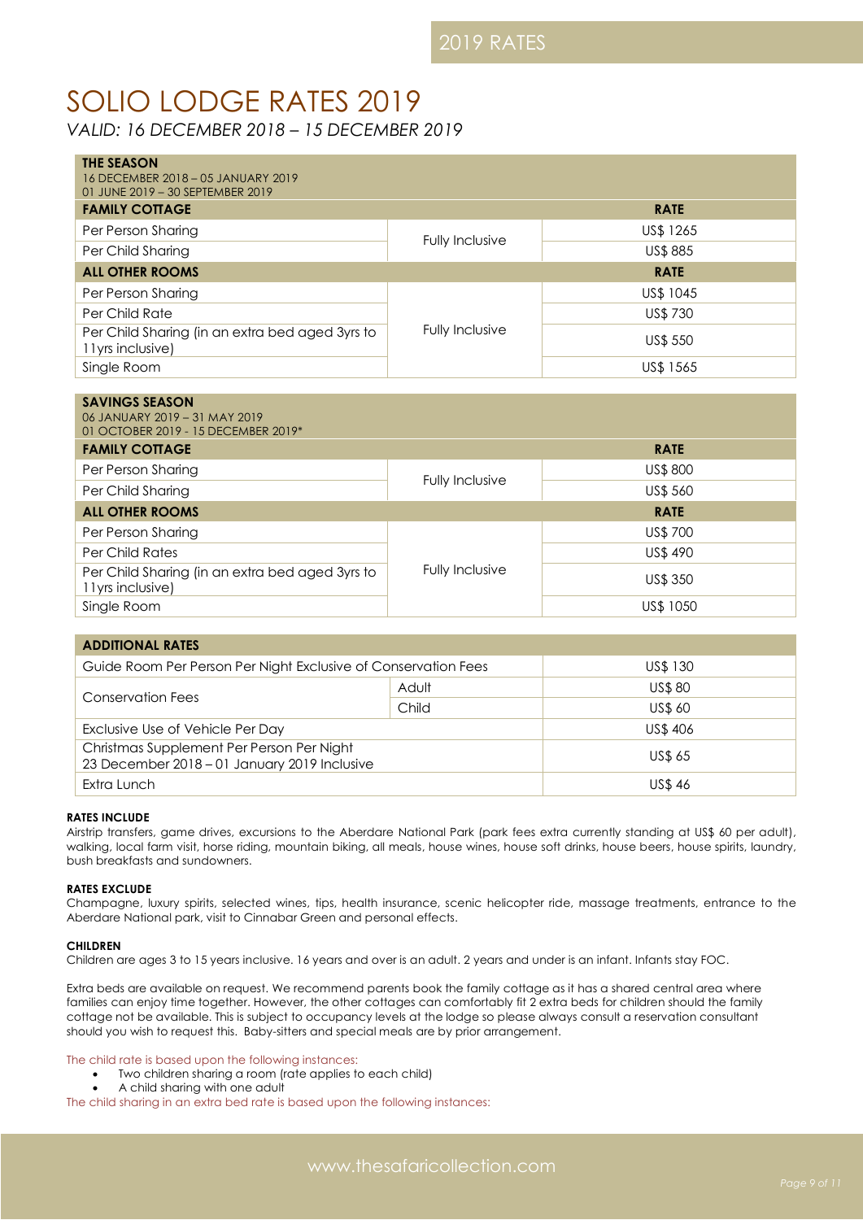# SOLIO LODGE RATES 2019

*VALID: 16 DECEMBER 2018 – 15 DECEMBER 2019*

**THE SEASON**
16 DECEMBER 2018 – 05 JANUARY 2019
01 JUNE 2019 – 30 SEPTEMBER 2019

| FAMILY COTTAGE | | RATE |
|---|---|---|
| Per Person Sharing | Fully Inclusive | US$ 1265 |
| Per Child Sharing | | US$ 885 |
| **ALL OTHER ROOMS** | | **RATE** |
| Per Person Sharing | Fully Inclusive | US$ 1045 |
| Per Child Rate | | US$ 730 |
| Per Child Sharing (in an extra bed aged 3yrs to 11yrs inclusive) | | US$ 550 |
| Single Room | | US$ 1565 |

**SAVINGS SEASON**
06 JANUARY 2019 – 31 MAY 2019
01 OCTOBER 2019 - 15 DECEMBER 2019*

| FAMILY COTTAGE | | RATE |
|---|---|---|
| Per Person Sharing | Fully Inclusive | US$ 800 |
| Per Child Sharing | | US$ 560 |
| **ALL OTHER ROOMS** | | **RATE** |
| Per Person Sharing | Fully Inclusive | US$ 700 |
| Per Child Rates | | US$ 490 |
| Per Child Sharing (in an extra bed aged 3yrs to 11yrs inclusive) | | US$ 350 |
| Single Room | | US$ 1050 |

| ADDITIONAL RATES | | |
|---|---|---|
| Guide Room Per Person Per Night Exclusive of Conservation Fees | | US$ 130 |
| Conservation Fees | Adult | US$ 80 |
| | Child | US$ 60 |
| Exclusive Use of Vehicle Per Day | | US$ 406 |
| Christmas Supplement Per Person Per Night 23 December 2018 – 01 January 2019 Inclusive | | US$ 65 |
| Extra Lunch | | US$ 46 |

**RATES INCLUDE**

Airstrip transfers, game drives, excursions to the Aberdare National Park (park fees extra currently standing at US$ 60 per adult), walking, local farm visit, horse riding, mountain biking, all meals, house wines, house soft drinks, house beers, house spirits, laundry, bush breakfasts and sundowners.

**RATES EXCLUDE**

Champagne, luxury spirits, selected wines, tips, health insurance, scenic helicopter ride, massage treatments, entrance to the Aberdare National park, visit to Cinnabar Green and personal effects.

**CHILDREN**

Children are ages 3 to 15 years inclusive. 16 years and over is an adult. 2 years and under is an infant. Infants stay FOC.

Extra beds are available on request. We recommend parents book the family cottage as it has a shared central area where families can enjoy time together. However, the other cottages can comfortably fit 2 extra beds for children should the family cottage not be available. This is subject to occupancy levels at the lodge so please always consult a reservation consultant should you wish to request this. Baby-sitters and special meals are by prior arrangement.

The child rate is based upon the following instances:

- Two children sharing a room (rate applies to each child)
- A child sharing with one adult

The child sharing in an extra bed rate is based upon the following instances: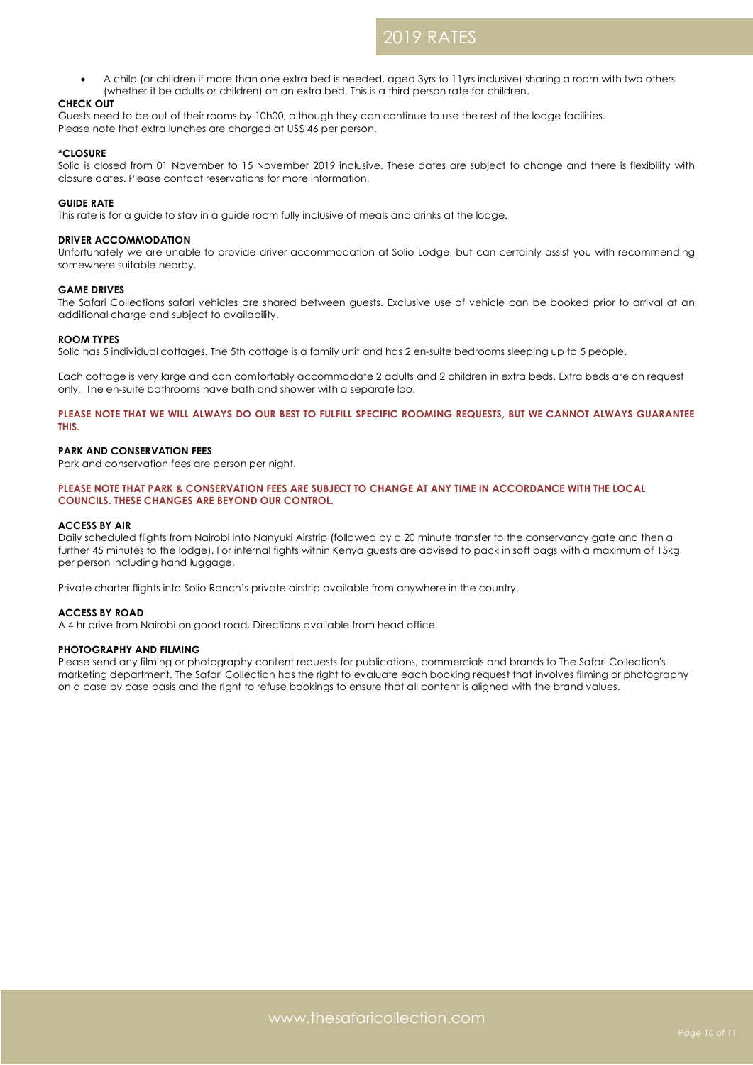- A child (or children if more than one extra bed is needed, aged 3yrs to 11yrs inclusive) sharing a room with two others (whether it be adults or children) on an extra bed. This is a third person rate for children.

**CHECK OUT**

Guests need to be out of their rooms by 10h00, although they can continue to use the rest of the lodge facilities.
Please note that extra lunches are charged at US$ 46 per person.

**\*CLOSURE**

Solio is closed from 01 November to 15 November 2019 inclusive. These dates are subject to change and there is flexibility with closure dates. Please contact reservations for more information.

**GUIDE RATE**

This rate is for a guide to stay in a guide room fully inclusive of meals and drinks at the lodge.

**DRIVER ACCOMMODATION**

Unfortunately we are unable to provide driver accommodation at Solio Lodge, but can certainly assist you with recommending somewhere suitable nearby.

**GAME DRIVES**

The Safari Collections safari vehicles are shared between guests. Exclusive use of vehicle can be booked prior to arrival at an additional charge and subject to availability.

**ROOM TYPES**

Solio has 5 individual cottages. The 5th cottage is a family unit and has 2 en-suite bedrooms sleeping up to 5 people.

Each cottage is very large and can comfortably accommodate 2 adults and 2 children in extra beds. Extra beds are on request only. The en-suite bathrooms have bath and shower with a separate loo.

**PLEASE NOTE THAT WE WILL ALWAYS DO OUR BEST TO FULFILL SPECIFIC ROOMING REQUESTS, BUT WE CANNOT ALWAYS GUARANTEE THIS.**

**PARK AND CONSERVATION FEES**

Park and conservation fees are person per night.

**PLEASE NOTE THAT PARK & CONSERVATION FEES ARE SUBJECT TO CHANGE AT ANY TIME IN ACCORDANCE WITH THE LOCAL COUNCILS. THESE CHANGES ARE BEYOND OUR CONTROL.**

**ACCESS BY AIR**

Daily scheduled flights from Nairobi into Nanyuki Airstrip (followed by a 20 minute transfer to the conservancy gate and then a further 45 minutes to the lodge). For internal fights within Kenya guests are advised to pack in soft bags with a maximum of 15kg per person including hand luggage.

Private charter flights into Solio Ranch's private airstrip available from anywhere in the country.

**ACCESS BY ROAD**

A 4 hr drive from Nairobi on good road. Directions available from head office.

**PHOTOGRAPHY AND FILMING**

Please send any filming or photography content requests for publications, commercials and brands to The Safari Collection's marketing department. The Safari Collection has the right to evaluate each booking request that involves filming or photography on a case by case basis and the right to refuse bookings to ensure that all content is aligned with the brand values.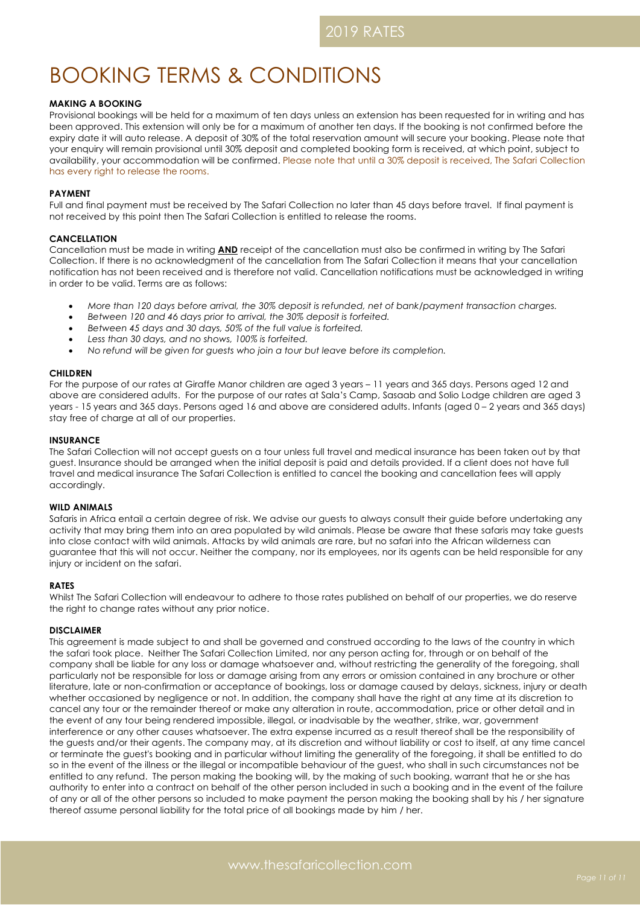# BOOKING TERMS & CONDITIONS

**MAKING A BOOKING**

Provisional bookings will be held for a maximum of ten days unless an extension has been requested for in writing and has been approved. This extension will only be for a maximum of another ten days. If the booking is not confirmed before the expiry date it will auto release. A deposit of 30% of the total reservation amount will secure your booking. Please note that your enquiry will remain provisional until 30% deposit and completed booking form is received, at which point, subject to availability, your accommodation will be confirmed. Please note that until a 30% deposit is received, The Safari Collection has every right to release the rooms.

**PAYMENT**

Full and final payment must be received by The Safari Collection no later than 45 days before travel. If final payment is not received by this point then The Safari Collection is entitled to release the rooms.

**CANCELLATION**

Cancellation must be made in writing **AND** receipt of the cancellation must also be confirmed in writing by The Safari Collection. If there is no acknowledgment of the cancellation from The Safari Collection it means that your cancellation notification has not been received and is therefore not valid. Cancellation notifications must be acknowledged in writing in order to be valid. Terms are as follows:

- *More than 120 days before arrival, the 30% deposit is refunded, net of bank/payment transaction charges.*
- *Between 120 and 46 days prior to arrival, the 30% deposit is forfeited.*
- *Between 45 days and 30 days, 50% of the full value is forfeited.*
- *Less than 30 days, and no shows, 100% is forfeited.*
- *No refund will be given for guests who join a tour but leave before its completion.*

**CHILDREN**

For the purpose of our rates at Giraffe Manor children are aged 3 years – 11 years and 365 days. Persons aged 12 and above are considered adults. For the purpose of our rates at Sala's Camp, Sasaab and Solio Lodge children are aged 3 years - 15 years and 365 days. Persons aged 16 and above are considered adults. Infants (aged 0 – 2 years and 365 days) stay free of charge at all of our properties.

**INSURANCE**

The Safari Collection will not accept guests on a tour unless full travel and medical insurance has been taken out by that guest. Insurance should be arranged when the initial deposit is paid and details provided. If a client does not have full travel and medical insurance The Safari Collection is entitled to cancel the booking and cancellation fees will apply accordingly.

**WILD ANIMALS**

Safaris in Africa entail a certain degree of risk. We advise our guests to always consult their guide before undertaking any activity that may bring them into an area populated by wild animals. Please be aware that these safaris may take guests into close contact with wild animals. Attacks by wild animals are rare, but no safari into the African wilderness can guarantee that this will not occur. Neither the company, nor its employees, nor its agents can be held responsible for any injury or incident on the safari.

**RATES**

Whilst The Safari Collection will endeavour to adhere to those rates published on behalf of our properties, we do reserve the right to change rates without any prior notice.

**DISCLAIMER**

This agreement is made subject to and shall be governed and construed according to the laws of the country in which the safari took place. Neither The Safari Collection Limited, nor any person acting for, through or on behalf of the company shall be liable for any loss or damage whatsoever and, without restricting the generality of the foregoing, shall particularly not be responsible for loss or damage arising from any errors or omission contained in any brochure or other literature, late or non-confirmation or acceptance of bookings, loss or damage caused by delays, sickness, injury or death whether occasioned by negligence or not. In addition, the company shall have the right at any time at its discretion to cancel any tour or the remainder thereof or make any alteration in route, accommodation, price or other detail and in the event of any tour being rendered impossible, illegal, or inadvisable by the weather, strike, war, government interference or any other causes whatsoever. The extra expense incurred as a result thereof shall be the responsibility of the guests and/or their agents. The company may, at its discretion and without liability or cost to itself, at any time cancel or terminate the guest's booking and in particular without limiting the generality of the foregoing, it shall be entitled to do so in the event of the illness or the illegal or incompatible behaviour of the guest, who shall in such circumstances not be entitled to any refund. The person making the booking will, by the making of such booking, warrant that he or she has authority to enter into a contract on behalf of the other person included in such a booking and in the event of the failure of any or all of the other persons so included to make payment the person making the booking shall by his / her signature thereof assume personal liability for the total price of all bookings made by him / her.